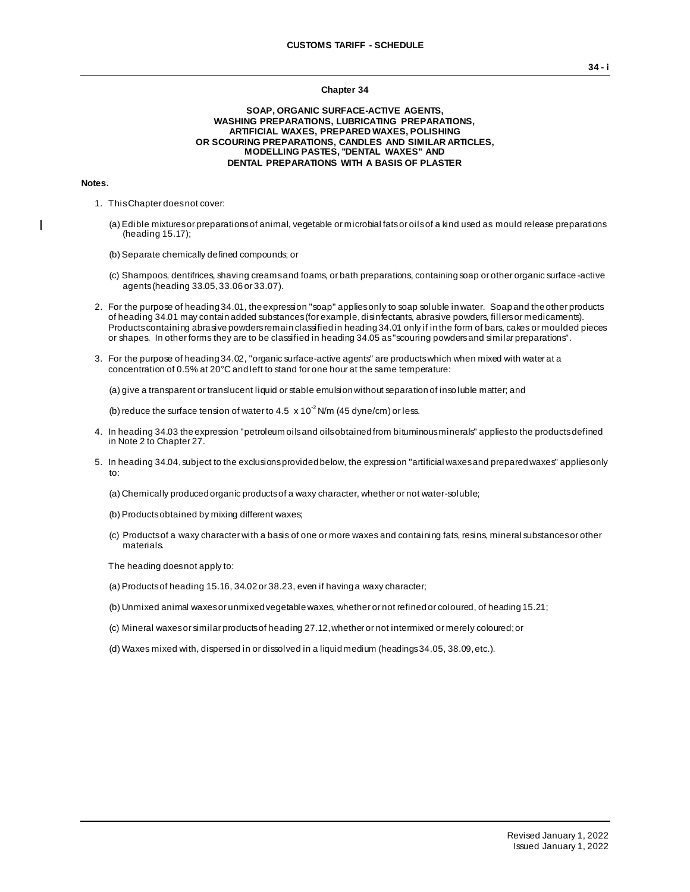# Chapter 34

## SOAP, ORGANIC SURFACE-ACTIVE AGENTS, WASHING PREPARATIONS, LUBRICATING PREPARATIONS, ARTIFICIAL WAXES, PREPARED WAXES, POLISHING OR SCOURING PREPARATIONS, CANDLES AND SIMILAR ARTICLES, MODELLING PASTES, "DENTAL WAXES" AND DENTAL PREPARATIONS WITH A BASIS OF PLASTER

**Notes.**

1. This Chapter does not cover:

   (a) Edible mixtures or preparations of animal, vegetable or microbial fats or oils of a kind used as mould release preparations (heading 15.17);

   (b) Separate chemically defined compounds; or

   (c) Shampoos, dentifrices, shaving creams and foams, or bath preparations, containing soap or other organic surface-active agents (heading 33.05, 33.06 or 33.07).

2. For the purpose of heading 34.01, the expression "soap" applies only to soap soluble in water. Soap and the other products of heading 34.01 may contain added substances (for example, disinfectants, abrasive powders, fillers or medicaments). Products containing abrasive powders remain classified in heading 34.01 only if in the form of bars, cakes or moulded pieces or shapes. In other forms they are to be classified in heading 34.05 as "scouring powders and similar preparations".

3. For the purpose of heading 34.02, "organic surface-active agents" are products which when mixed with water at a concentration of 0.5% at 20°C and left to stand for one hour at the same temperature:

   (a) give a transparent or translucent liquid or stable emulsion without separation of insoluble matter; and

   (b) reduce the surface tension of water to $4.5 \times 10^{-2}$ N/m (45 dyne/cm) or less.

4. In heading 34.03 the expression "petroleum oils and oils obtained from bituminous minerals" applies to the products defined in Note 2 to Chapter 27.

5. In heading 34.04, subject to the exclusions provided below, the expression "artificial waxes and prepared waxes" applies only to:

   (a) Chemically produced organic products of a waxy character, whether or not water-soluble;

   (b) Products obtained by mixing different waxes;

   (c) Products of a waxy character with a basis of one or more waxes and containing fats, resins, mineral substances or other materials.

   The heading does not apply to:

   (a) Products of heading 15.16, 34.02 or 38.23, even if having a waxy character;

   (b) Unmixed animal waxes or unmixed vegetable waxes, whether or not refined or coloured, of heading 15.21;

   (c) Mineral waxes or similar products of heading 27.12, whether or not intermixed or merely coloured; or

   (d) Waxes mixed with, dispersed in or dissolved in a liquid medium (headings 34.05, 38.09, etc.).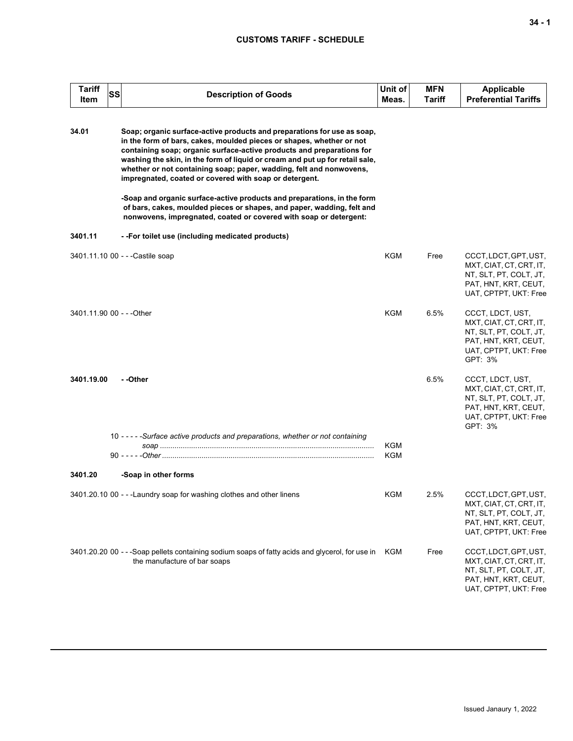| Tariff Item | SS | Description of Goods | Unit of Meas. | MFN Tariff | Applicable Preferential Tariffs |
|---|---|---|---|---|---|
| **34.01** | | **Soap; organic surface-active products and preparations for use as soap, in the form of bars, cakes, moulded pieces or shapes, whether or not containing soap; organic surface-active products and preparations for washing the skin, in the form of liquid or cream and put up for retail sale, whether or not containing soap; paper, wadding, felt and nonwovens, impregnated, coated or covered with soap or detergent.** | | | |
| | | **-Soap and organic surface-active products and preparations, in the form of bars, cakes, moulded pieces or shapes, and paper, wadding, felt and nonwovens, impregnated, coated or covered with soap or detergent:** | | | |
| **3401.11** | | **- -For toilet use (including medicated products)** | | | |
| 3401.11.10 | 00 | - - -Castile soap | KGM | Free | CCCT, LDCT, GPT, UST, MXT, CIAT, CT, CRT, IT, NT, SLT, PT, COLT, JT, PAT, HNT, KRT, CEUT, UAT, CPTPT, UKT: Free |
| 3401.11.90 | 00 | - - -Other | KGM | 6.5% | CCCT, LDCT, UST, MXT, CIAT, CT, CRT, IT, NT, SLT, PT, COLT, JT, PAT, HNT, KRT, CEUT, UAT, CPTPT, UKT: Free GPT: 3% |
| **3401.19.00** | | **- -Other** | | 6.5% | CCCT, LDCT, UST, MXT, CIAT, CT, CRT, IT, NT, SLT, PT, COLT, JT, PAT, HNT, KRT, CEUT, UAT, CPTPT, UKT: Free GPT: 3% |
| | 10 | - - - - -*Surface active products and preparations, whether or not containing soap* | KGM | | |
| | 90 | - - - - -*Other* | KGM | | |
| **3401.20** | | **-Soap in other forms** | | | |
| 3401.20.10 | 00 | - - -Laundry soap for washing clothes and other linens | KGM | 2.5% | CCCT, LDCT, GPT, UST, MXT, CIAT, CT, CRT, IT, NT, SLT, PT, COLT, JT, PAT, HNT, KRT, CEUT, UAT, CPTPT, UKT: Free |
| 3401.20.20 | 00 | - - -Soap pellets containing sodium soaps of fatty acids and glycerol, for use in the manufacture of bar soaps | KGM | Free | CCCT, LDCT, GPT, UST, MXT, CIAT, CT, CRT, IT, NT, SLT, PT, COLT, JT, PAT, HNT, KRT, CEUT, UAT, CPTPT, UKT: Free |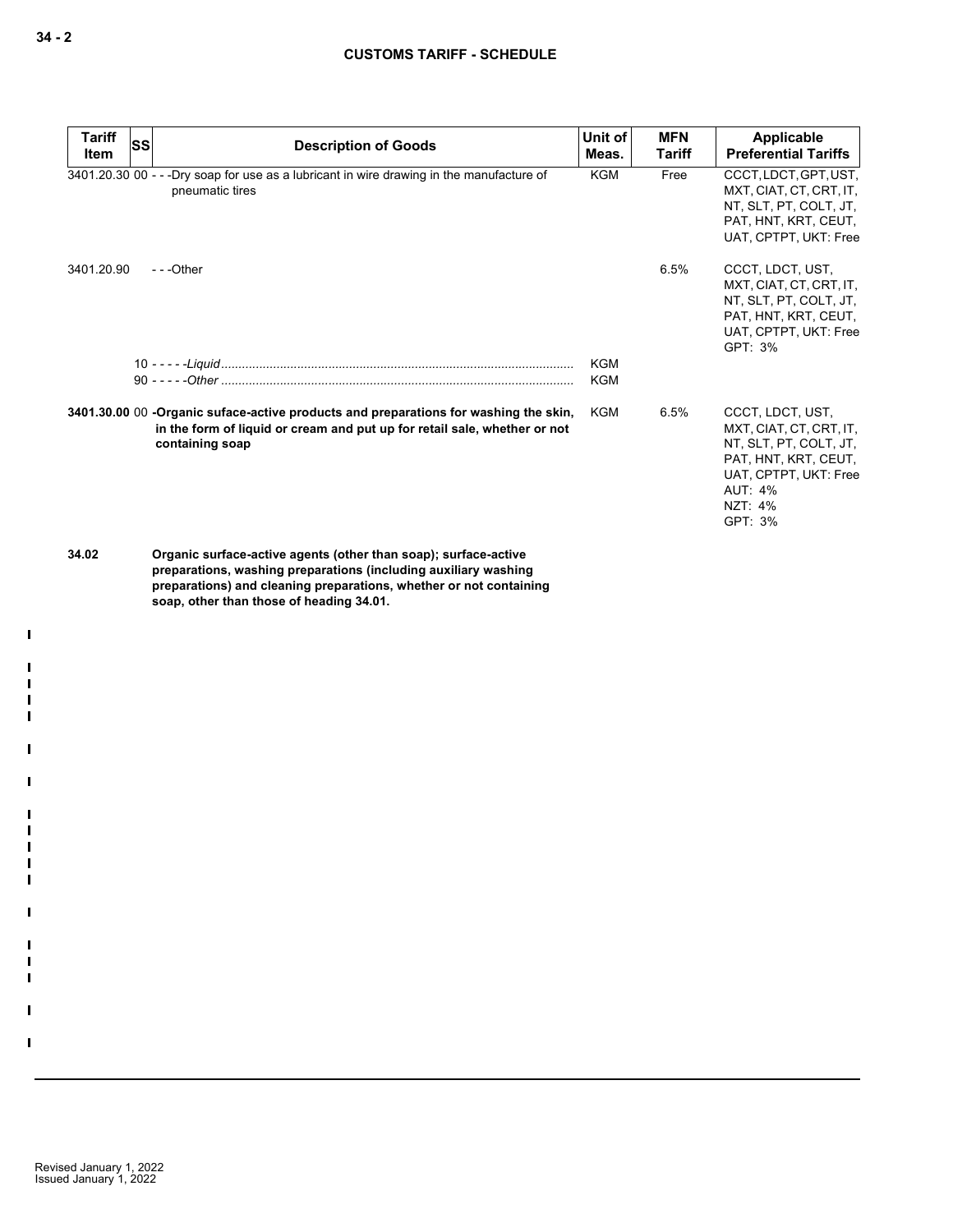| Tariff Item | SS | Description of Goods | Unit of Meas. | MFN Tariff | Applicable Preferential Tariffs |
|---|---|---|---|---|---|
| 3401.20.30 | 00 | - - -Dry soap for use as a lubricant in wire drawing in the manufacture of pneumatic tires | KGM | Free | CCCT, LDCT, GPT, UST, MXT, CIAT, CT, CRT, IT, NT, SLT, PT, COLT, JT, PAT, HNT, KRT, CEUT, UAT, CPTPT, UKT: Free |
| 3401.20.90 | | - - -Other | | 6.5% | CCCT, LDCT, UST, MXT, CIAT, CT, CRT, IT, NT, SLT, PT, COLT, JT, PAT, HNT, KRT, CEUT, UAT, CPTPT, UKT: Free<br>GPT: 3% |
| | 10 | - - - - -*Liquid* | KGM | | |
| | 90 | - - - - -*Other* | KGM | | |
| **3401.30.00** | 00 | **-Organic suface-active products and preparations for washing the skin, in the form of liquid or cream and put up for retail sale, whether or not containing soap** | KGM | 6.5% | CCCT, LDCT, UST, MXT, CIAT, CT, CRT, IT, NT, SLT, PT, COLT, JT, PAT, HNT, KRT, CEUT, UAT, CPTPT, UKT: Free<br>AUT: 4%<br>NZT: 4%<br>GPT: 3% |
| **34.02** | | **Organic surface-active agents (other than soap); surface-active preparations, washing preparations (including auxiliary washing preparations) and cleaning preparations, whether or not containing soap, other than those of heading 34.01.** | | | |

Revised January 1, 2022
Issued January 1, 2022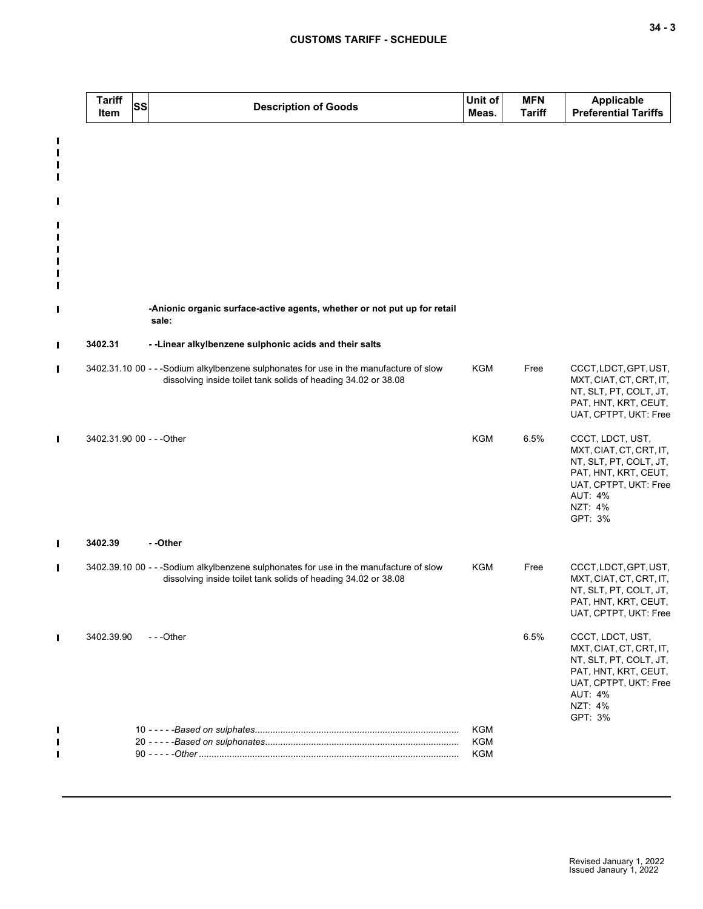| Tariff Item | SS | Description of Goods | Unit of Meas. | MFN Tariff | Applicable Preferential Tariffs |
|---|---|---|---|---|---|
| | | **-Anionic organic surface-active agents, whether or not put up for retail sale:** | | | |
| **3402.31** | | **- -Linear alkylbenzene sulphonic acids and their salts** | | | |
| 3402.31.10 | 00 | - - -Sodium alkylbenzene sulphonates for use in the manufacture of slow dissolving inside toilet tank solids of heading 34.02 or 38.08 | KGM | Free | CCCT, LDCT, GPT, UST, MXT, CIAT, CT, CRT, IT, NT, SLT, PT, COLT, JT, PAT, HNT, KRT, CEUT, UAT, CPTPT, UKT: Free |
| 3402.31.90 | 00 | - - -Other | KGM | 6.5% | CCCT, LDCT, UST, MXT, CIAT, CT, CRT, IT, NT, SLT, PT, COLT, JT, PAT, HNT, KRT, CEUT, UAT, CPTPT, UKT: Free<br>AUT: 4%<br>NZT: 4%<br>GPT: 3% |
| **3402.39** | | **- -Other** | | | |
| 3402.39.10 | 00 | - - -Sodium alkylbenzene sulphonates for use in the manufacture of slow dissolving inside toilet tank solids of heading 34.02 or 38.08 | KGM | Free | CCCT, LDCT, GPT, UST, MXT, CIAT, CT, CRT, IT, NT, SLT, PT, COLT, JT, PAT, HNT, KRT, CEUT, UAT, CPTPT, UKT: Free |
| 3402.39.90 | | - - -Other | | 6.5% | CCCT, LDCT, UST, MXT, CIAT, CT, CRT, IT, NT, SLT, PT, COLT, JT, PAT, HNT, KRT, CEUT, UAT, CPTPT, UKT: Free<br>AUT: 4%<br>NZT: 4%<br>GPT: 3% |
| | 10 | - - - - -*Based on sulphates* | KGM | | |
| | 20 | - - - - -*Based on sulphonates* | KGM | | |
| | 90 | - - - - -*Other* | KGM | | |

Revised January 1, 2022
Issued Janaury 1, 2022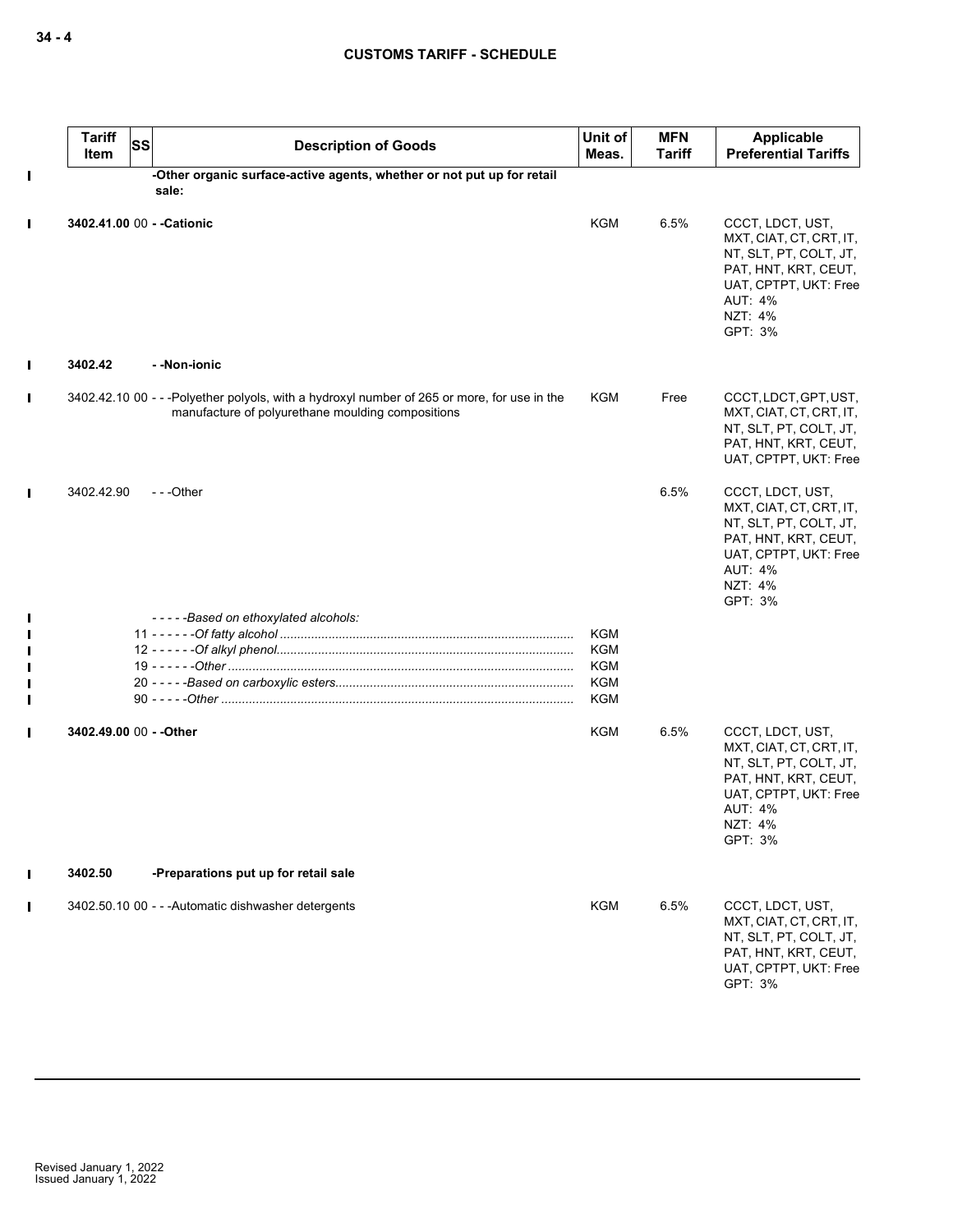| Tariff Item | SS | Description of Goods | Unit of Meas. | MFN Tariff | Applicable Preferential Tariffs |
|---|---|---|---|---|---|
| | | **-Other organic surface-active agents, whether or not put up for retail sale:** | | | |
| **3402.41.00** | 00 | **- -Cationic** | KGM | 6.5% | CCCT, LDCT, UST, MXT, CIAT, CT, CRT, IT, NT, SLT, PT, COLT, JT, PAT, HNT, KRT, CEUT, UAT, CPTPT, UKT: Free<br>AUT: 4%<br>NZT: 4%<br>GPT: 3% |
| **3402.42** | | **- -Non-ionic** | | | |
| 3402.42.10 | 00 | - - -Polyether polyols, with a hydroxyl number of 265 or more, for use in the manufacture of polyurethane moulding compositions | KGM | Free | CCCT, LDCT, GPT, UST, MXT, CIAT, CT, CRT, IT, NT, SLT, PT, COLT, JT, PAT, HNT, KRT, CEUT, UAT, CPTPT, UKT: Free |
| 3402.42.90 | | - - -Other | | 6.5% | CCCT, LDCT, UST, MXT, CIAT, CT, CRT, IT, NT, SLT, PT, COLT, JT, PAT, HNT, KRT, CEUT, UAT, CPTPT, UKT: Free<br>AUT: 4%<br>NZT: 4%<br>GPT: 3% |
| | | - - - - -*Based on ethoxylated alcohols:* | | | |
| | 11 | - - - - - -*Of fatty alcohol* | KGM | | |
| | 12 | - - - - - -*Of alkyl phenol* | KGM | | |
| | 19 | - - - - - -*Other* | KGM | | |
| | 20 | - - - - -*Based on carboxylic esters* | KGM | | |
| | 90 | - - - - -*Other* | KGM | | |
| **3402.49.00** | 00 | **- -Other** | KGM | 6.5% | CCCT, LDCT, UST, MXT, CIAT, CT, CRT, IT, NT, SLT, PT, COLT, JT, PAT, HNT, KRT, CEUT, UAT, CPTPT, UKT: Free<br>AUT: 4%<br>NZT: 4%<br>GPT: 3% |
| **3402.50** | | **-Preparations put up for retail sale** | | | |
| 3402.50.10 | 00 | - - -Automatic dishwasher detergents | KGM | 6.5% | CCCT, LDCT, UST, MXT, CIAT, CT, CRT, IT, NT, SLT, PT, COLT, JT, PAT, HNT, KRT, CEUT, UAT, CPTPT, UKT: Free<br>GPT: 3% |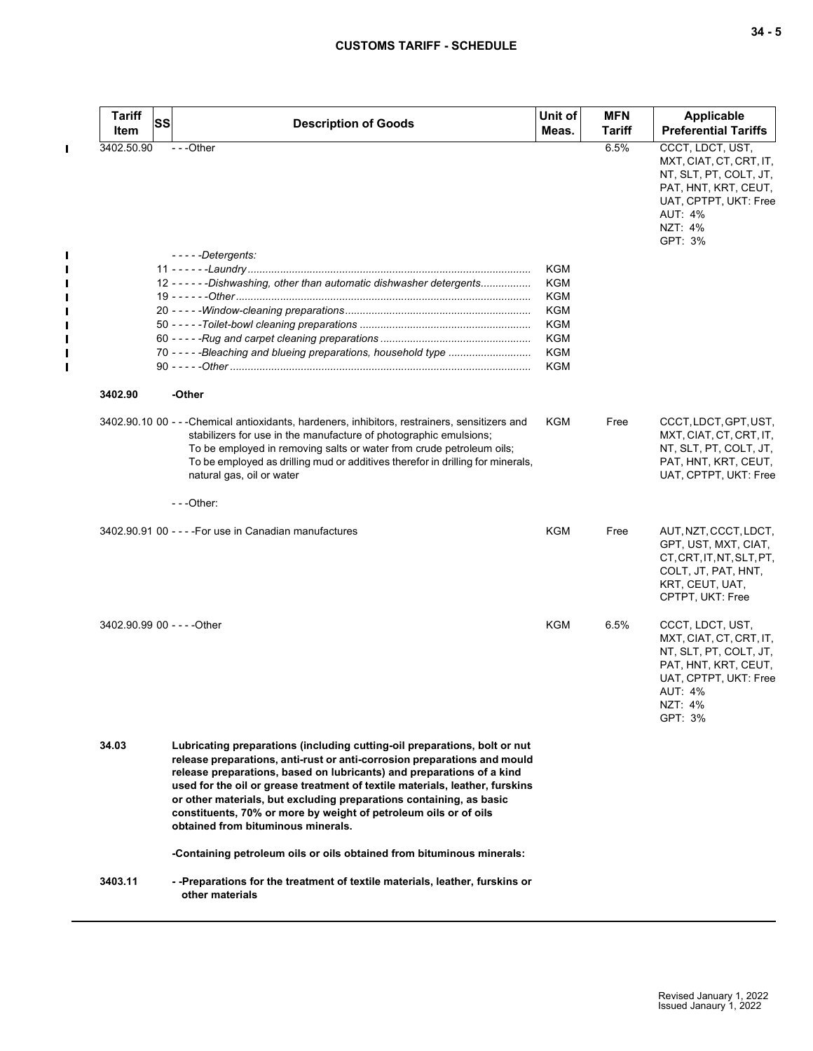| Tariff Item | SS | Description of Goods | Unit of Meas. | MFN Tariff | Applicable Preferential Tariffs |
|---|---|---|---|---|---|
| 3402.50.90 | | - - -Other | | 6.5% | CCCT, LDCT, UST, MXT, CIAT, CT, CRT, IT, NT, SLT, PT, COLT, JT, PAT, HNT, KRT, CEUT, UAT, CPTPT, UKT: Free<br>AUT: 4%<br>NZT: 4%<br>GPT: 3% |
| | | - - - - -*Detergents:* | | | |
| | 11 | - - - - - -*Laundry* | KGM | | |
| | 12 | - - - - - -*Dishwashing, other than automatic dishwasher detergents* | KGM | | |
| | 19 | - - - - - -*Other* | KGM | | |
| | 20 | - - - - -*Window-cleaning preparations* | KGM | | |
| | 50 | - - - - -*Toilet-bowl cleaning preparations* | KGM | | |
| | 60 | - - - - -*Rug and carpet cleaning preparations* | KGM | | |
| | 70 | - - - - -*Bleaching and blueing preparations, household type* | KGM | | |
| | 90 | - - - - -*Other* | KGM | | |
| **3402.90** | | **-Other** | | | |
| 3402.90.10 | 00 | - - -Chemical antioxidants, hardeners, inhibitors, restrainers, sensitizers and stabilizers for use in the manufacture of photographic emulsions;<br>To be employed in removing salts or water from crude petroleum oils;<br>To be employed as drilling mud or additives therefor in drilling for minerals, natural gas, oil or water | KGM | Free | CCCT, LDCT, GPT, UST, MXT, CIAT, CT, CRT, IT, NT, SLT, PT, COLT, JT, PAT, HNT, KRT, CEUT, UAT, CPTPT, UKT: Free |
| | | - - -Other: | | | |
| 3402.90.91 | 00 | - - - -For use in Canadian manufactures | KGM | Free | AUT, NZT, CCCT, LDCT, GPT, UST, MXT, CIAT, CT, CRT, IT, NT, SLT, PT, COLT, JT, PAT, HNT, KRT, CEUT, UAT, CPTPT, UKT: Free |
| 3402.90.99 | 00 | - - - -Other | KGM | 6.5% | CCCT, LDCT, UST, MXT, CIAT, CT, CRT, IT, NT, SLT, PT, COLT, JT, PAT, HNT, KRT, CEUT, UAT, CPTPT, UKT: Free<br>AUT: 4%<br>NZT: 4%<br>GPT: 3% |
| **34.03** | | **Lubricating preparations (including cutting-oil preparations, bolt or nut release preparations, anti-rust or anti-corrosion preparations and mould release preparations, based on lubricants) and preparations of a kind used for the oil or grease treatment of textile materials, leather, furskins or other materials, but excluding preparations containing, as basic constituents, 70% or more by weight of petroleum oils or of oils obtained from bituminous minerals.** | | | |
| | | **-Containing petroleum oils or oils obtained from bituminous minerals:** | | | |
| **3403.11** | | **- -Preparations for the treatment of textile materials, leather, furskins or other materials** | | | |

Revised January 1, 2022
Issued Janaury 1, 2022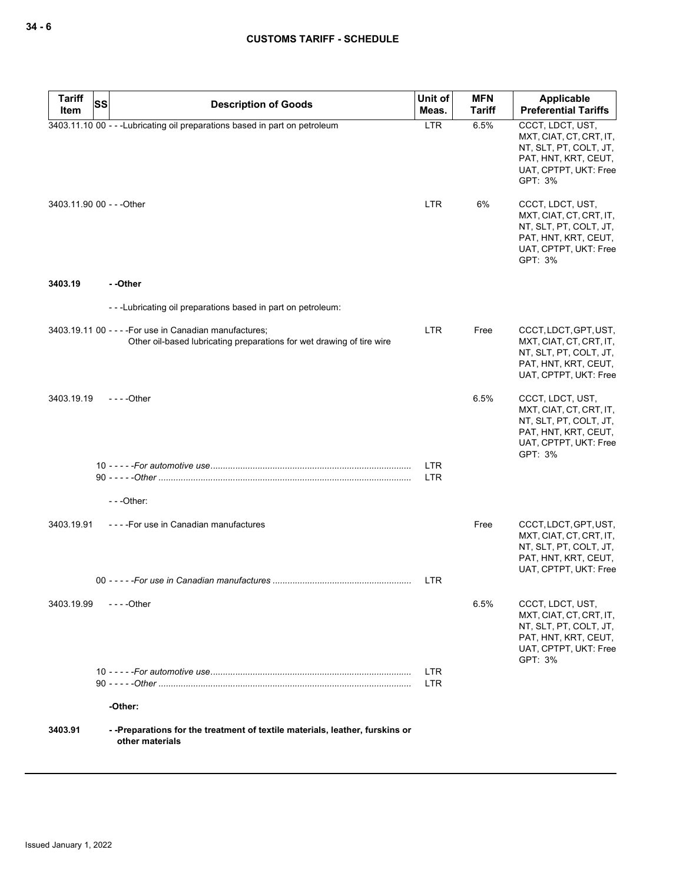| Tariff Item | SS | Description of Goods | Unit of Meas. | MFN Tariff | Applicable Preferential Tariffs |
|---|---|---|---|---|---|
| 3403.11.10 | 00 | - - -Lubricating oil preparations based in part on petroleum | LTR | 6.5% | CCCT, LDCT, UST, MXT, CIAT, CT, CRT, IT, NT, SLT, PT, COLT, JT, PAT, HNT, KRT, CEUT, UAT, CPTPT, UKT: Free GPT: 3% |
| 3403.11.90 | 00 | - - -Other | LTR | 6% | CCCT, LDCT, UST, MXT, CIAT, CT, CRT, IT, NT, SLT, PT, COLT, JT, PAT, HNT, KRT, CEUT, UAT, CPTPT, UKT: Free GPT: 3% |
| **3403.19** | | **- -Other** | | | |
| | | - - -Lubricating oil preparations based in part on petroleum: | | | |
| 3403.19.11 | 00 | - - - -For use in Canadian manufactures; Other oil-based lubricating preparations for wet drawing of tire wire | LTR | Free | CCCT, LDCT, GPT, UST, MXT, CIAT, CT, CRT, IT, NT, SLT, PT, COLT, JT, PAT, HNT, KRT, CEUT, UAT, CPTPT, UKT: Free |
| 3403.19.19 | | - - - -Other | | 6.5% | CCCT, LDCT, UST, MXT, CIAT, CT, CRT, IT, NT, SLT, PT, COLT, JT, PAT, HNT, KRT, CEUT, UAT, CPTPT, UKT: Free GPT: 3% |
| | 10 | - - - - -*For automotive use* | LTR | | |
| | 90 | - - - - -*Other* | LTR | | |
| | | - - -Other: | | | |
| 3403.19.91 | | - - - -For use in Canadian manufactures | | Free | CCCT, LDCT, GPT, UST, MXT, CIAT, CT, CRT, IT, NT, SLT, PT, COLT, JT, PAT, HNT, KRT, CEUT, UAT, CPTPT, UKT: Free |
| | 00 | - - - - -*For use in Canadian manufactures* | LTR | | |
| 3403.19.99 | | - - - -Other | | 6.5% | CCCT, LDCT, UST, MXT, CIAT, CT, CRT, IT, NT, SLT, PT, COLT, JT, PAT, HNT, KRT, CEUT, UAT, CPTPT, UKT: Free GPT: 3% |
| | 10 | - - - - -*For automotive use* | LTR | | |
| | 90 | - - - - -*Other* | LTR | | |
| | | **-Other:** | | | |
| **3403.91** | | **- -Preparations for the treatment of textile materials, leather, furskins or other materials** | | | |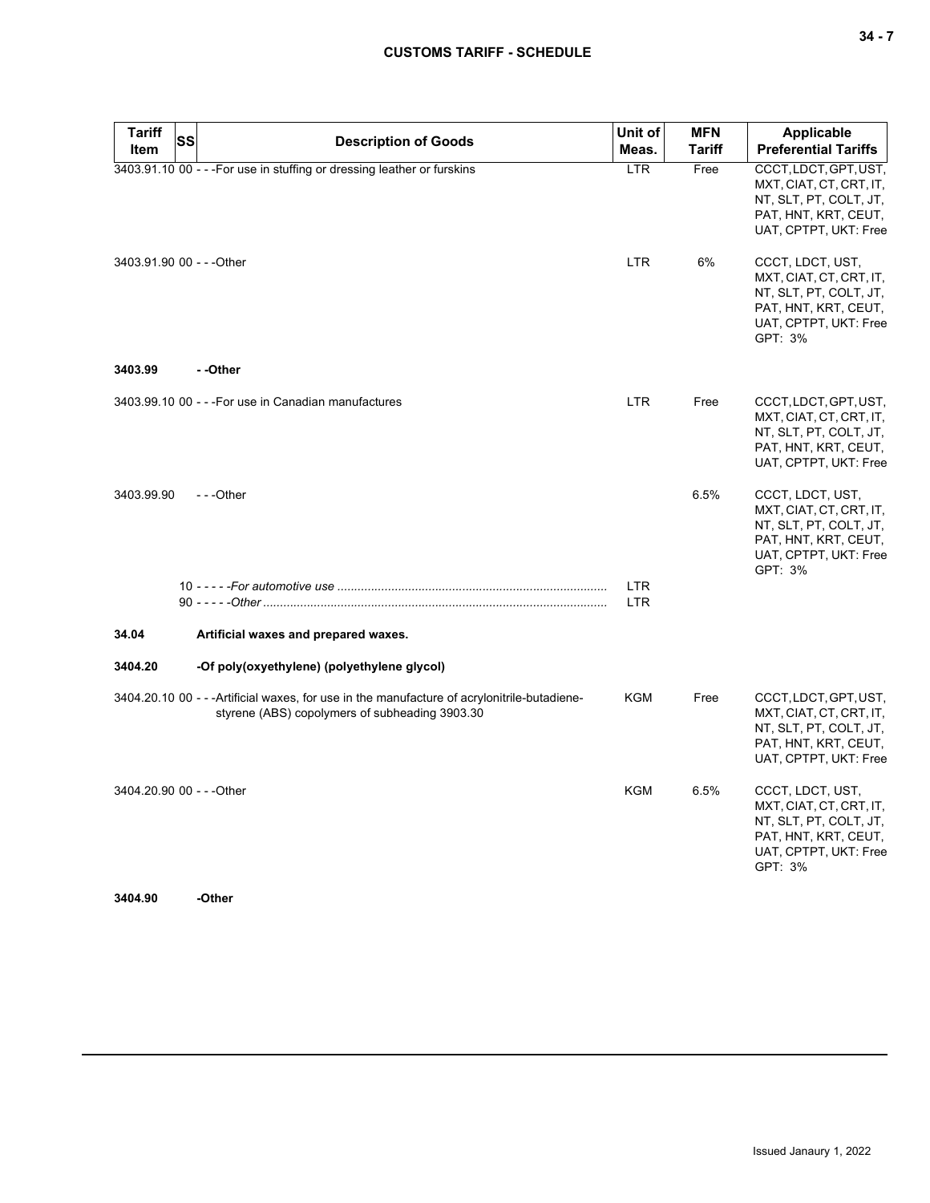| Tariff Item | SS | Description of Goods | Unit of Meas. | MFN Tariff | Applicable Preferential Tariffs |
|---|---|---|---|---|---|
| 3403.91.10 | 00 | - - -For use in stuffing or dressing leather or furskins | LTR | Free | CCCT, LDCT, GPT, UST, MXT, CIAT, CT, CRT, IT, NT, SLT, PT, COLT, JT, PAT, HNT, KRT, CEUT, UAT, CPTPT, UKT: Free |
| 3403.91.90 | 00 | - - -Other | LTR | 6% | CCCT, LDCT, UST, MXT, CIAT, CT, CRT, IT, NT, SLT, PT, COLT, JT, PAT, HNT, KRT, CEUT, UAT, CPTPT, UKT: Free<br>GPT: 3% |
| **3403.99** | | **- -Other** | | | |
| 3403.99.10 | 00 | - - -For use in Canadian manufactures | LTR | Free | CCCT, LDCT, GPT, UST, MXT, CIAT, CT, CRT, IT, NT, SLT, PT, COLT, JT, PAT, HNT, KRT, CEUT, UAT, CPTPT, UKT: Free |
| 3403.99.90 | | - - -Other | | 6.5% | CCCT, LDCT, UST, MXT, CIAT, CT, CRT, IT, NT, SLT, PT, COLT, JT, PAT, HNT, KRT, CEUT, UAT, CPTPT, UKT: Free<br>GPT: 3% |
| | 10 | - - - - -*For automotive use* | LTR | | |
| | 90 | - - - - -*Other* | LTR | | |
| **34.04** | | **Artificial waxes and prepared waxes.** | | | |
| **3404.20** | | **-Of poly(oxyethylene) (polyethylene glycol)** | | | |
| 3404.20.10 | 00 | - - -Artificial waxes, for use in the manufacture of acrylonitrile-butadiene-styrene (ABS) copolymers of subheading 3903.30 | KGM | Free | CCCT, LDCT, GPT, UST, MXT, CIAT, CT, CRT, IT, NT, SLT, PT, COLT, JT, PAT, HNT, KRT, CEUT, UAT, CPTPT, UKT: Free |
| 3404.20.90 | 00 | - - -Other | KGM | 6.5% | CCCT, LDCT, UST, MXT, CIAT, CT, CRT, IT, NT, SLT, PT, COLT, JT, PAT, HNT, KRT, CEUT, UAT, CPTPT, UKT: Free<br>GPT: 3% |
| **3404.90** | | **-Other** | | | |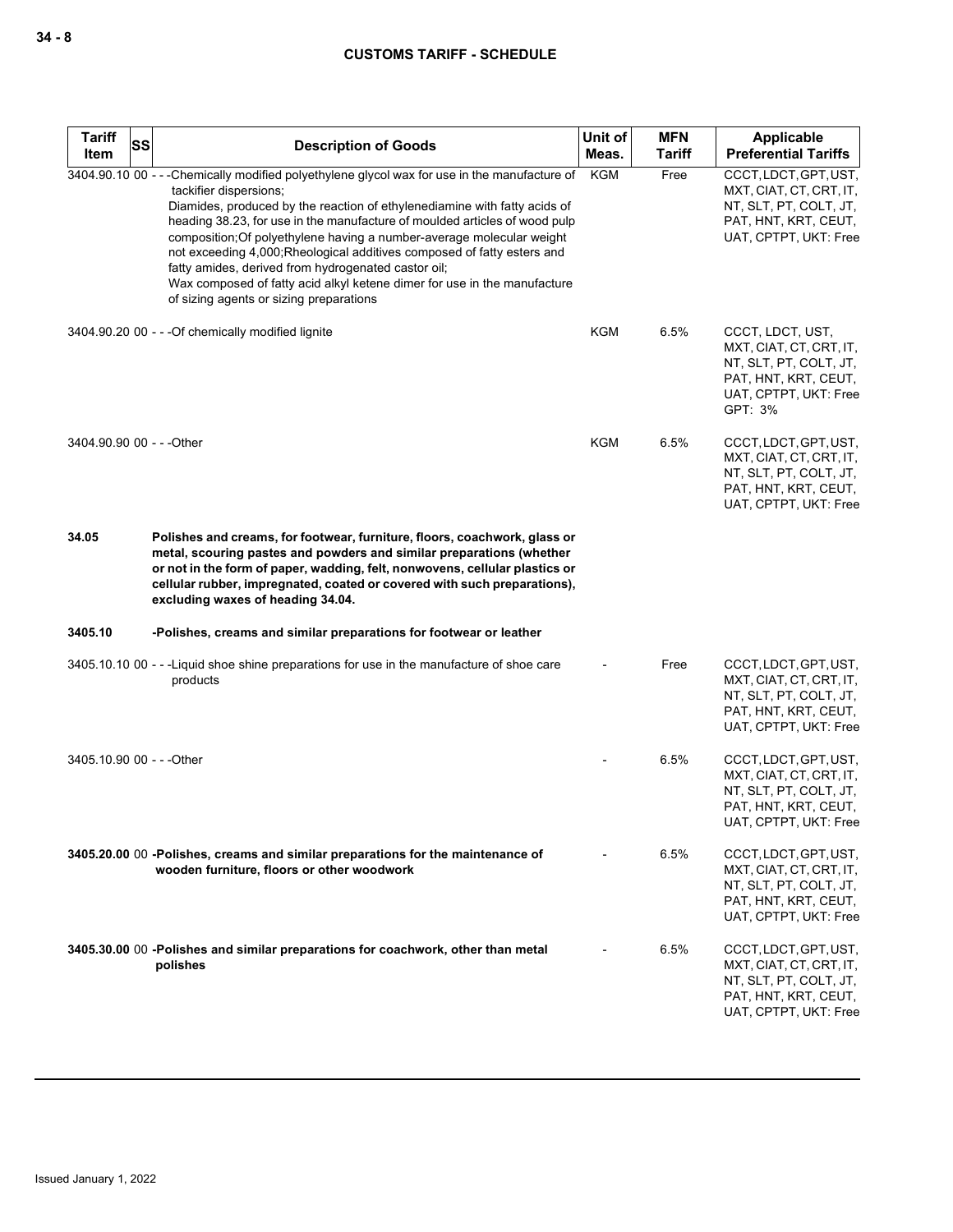| Tariff Item | SS | Description of Goods | Unit of Meas. | MFN Tariff | Applicable Preferential Tariffs |
|---|---|---|---|---|---|
| 3404.90.10 | 00 | - - -Chemically modified polyethylene glycol wax for use in the manufacture of tackifier dispersions;<br>Diamides, produced by the reaction of ethylenediamine with fatty acids of heading 38.23, for use in the manufacture of moulded articles of wood pulp composition;Of polyethylene having a number-average molecular weight not exceeding 4,000;Rheological additives composed of fatty esters and fatty amides, derived from hydrogenated castor oil;<br>Wax composed of fatty acid alkyl ketene dimer for use in the manufacture of sizing agents or sizing preparations | KGM | Free | CCCT, LDCT, GPT, UST, MXT, CIAT, CT, CRT, IT, NT, SLT, PT, COLT, JT, PAT, HNT, KRT, CEUT, UAT, CPTPT, UKT: Free |
| 3404.90.20 | 00 | - - -Of chemically modified lignite | KGM | 6.5% | CCCT, LDCT, UST, MXT, CIAT, CT, CRT, IT, NT, SLT, PT, COLT, JT, PAT, HNT, KRT, CEUT, UAT, CPTPT, UKT: Free<br>GPT: 3% |
| 3404.90.90 | 00 | - - -Other | KGM | 6.5% | CCCT, LDCT, GPT, UST, MXT, CIAT, CT, CRT, IT, NT, SLT, PT, COLT, JT, PAT, HNT, KRT, CEUT, UAT, CPTPT, UKT: Free |
| **34.05** | | **Polishes and creams, for footwear, furniture, floors, coachwork, glass or metal, scouring pastes and powders and similar preparations (whether or not in the form of paper, wadding, felt, nonwovens, cellular plastics or cellular rubber, impregnated, coated or covered with such preparations), excluding waxes of heading 34.04.** | | | |
| **3405.10** | | **-Polishes, creams and similar preparations for footwear or leather** | | | |
| 3405.10.10 | 00 | - - -Liquid shoe shine preparations for use in the manufacture of shoe care products | - | Free | CCCT, LDCT, GPT, UST, MXT, CIAT, CT, CRT, IT, NT, SLT, PT, COLT, JT, PAT, HNT, KRT, CEUT, UAT, CPTPT, UKT: Free |
| 3405.10.90 | 00 | - - -Other | - | 6.5% | CCCT, LDCT, GPT, UST, MXT, CIAT, CT, CRT, IT, NT, SLT, PT, COLT, JT, PAT, HNT, KRT, CEUT, UAT, CPTPT, UKT: Free |
| **3405.20.00** | 00 | **-Polishes, creams and similar preparations for the maintenance of wooden furniture, floors or other woodwork** | - | 6.5% | CCCT, LDCT, GPT, UST, MXT, CIAT, CT, CRT, IT, NT, SLT, PT, COLT, JT, PAT, HNT, KRT, CEUT, UAT, CPTPT, UKT: Free |
| **3405.30.00** | 00 | **-Polishes and similar preparations for coachwork, other than metal polishes** | - | 6.5% | CCCT, LDCT, GPT, UST, MXT, CIAT, CT, CRT, IT, NT, SLT, PT, COLT, JT, PAT, HNT, KRT, CEUT, UAT, CPTPT, UKT: Free |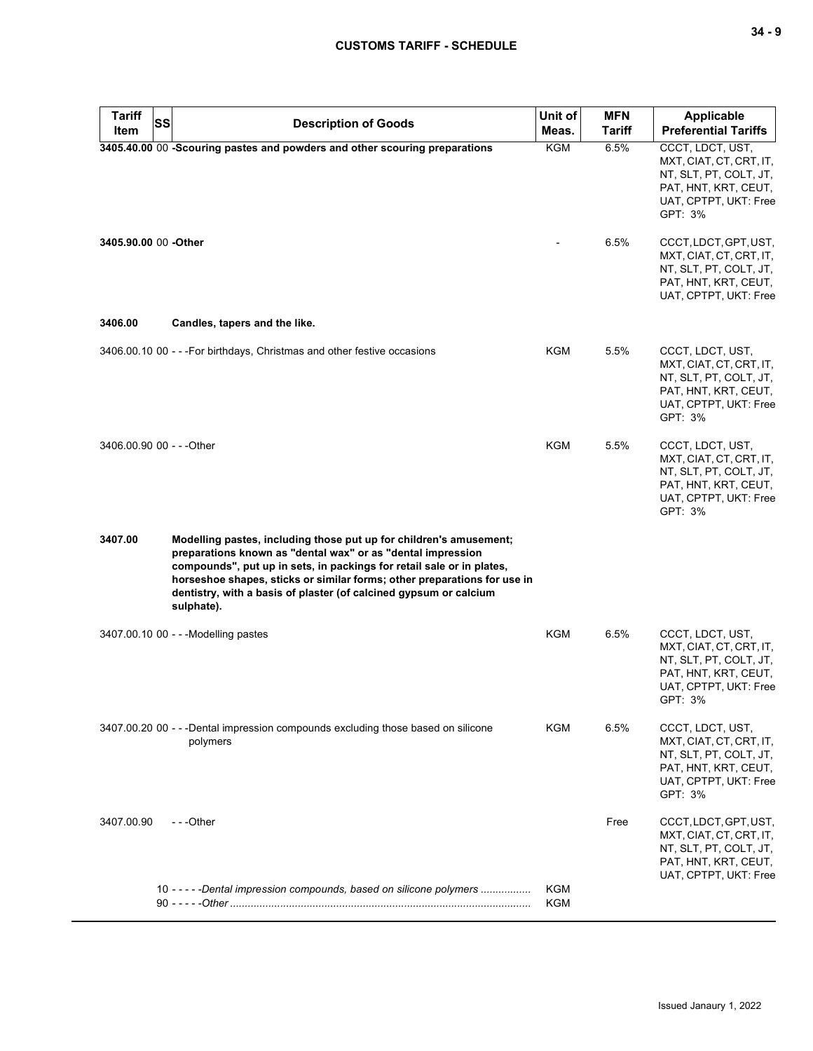| Tariff Item | SS | Description of Goods | Unit of Meas. | MFN Tariff | Applicable Preferential Tariffs |
|---|---|---|---|---|---|
| **3405.40.00** | 00 | **-Scouring pastes and powders and other scouring preparations** | KGM | 6.5% | CCCT, LDCT, UST, MXT, CIAT, CT, CRT, IT, NT, SLT, PT, COLT, JT, PAT, HNT, KRT, CEUT, UAT, CPTPT, UKT: Free<br>GPT: 3% |
| **3405.90.00** | 00 | **-Other** | - | 6.5% | CCCT, LDCT, GPT, UST, MXT, CIAT, CT, CRT, IT, NT, SLT, PT, COLT, JT, PAT, HNT, KRT, CEUT, UAT, CPTPT, UKT: Free |
| **3406.00** | | **Candles, tapers and the like.** | | | |
| 3406.00.10 | 00 | - - -For birthdays, Christmas and other festive occasions | KGM | 5.5% | CCCT, LDCT, UST, MXT, CIAT, CT, CRT, IT, NT, SLT, PT, COLT, JT, PAT, HNT, KRT, CEUT, UAT, CPTPT, UKT: Free<br>GPT: 3% |
| 3406.00.90 | 00 | - - -Other | KGM | 5.5% | CCCT, LDCT, UST, MXT, CIAT, CT, CRT, IT, NT, SLT, PT, COLT, JT, PAT, HNT, KRT, CEUT, UAT, CPTPT, UKT: Free<br>GPT: 3% |
| **3407.00** | | **Modelling pastes, including those put up for children's amusement; preparations known as "dental wax" or as "dental impression compounds", put up in sets, in packings for retail sale or in plates, horseshoe shapes, sticks or similar forms; other preparations for use in dentistry, with a basis of plaster (of calcined gypsum or calcium sulphate).** | | | |
| 3407.00.10 | 00 | - - -Modelling pastes | KGM | 6.5% | CCCT, LDCT, UST, MXT, CIAT, CT, CRT, IT, NT, SLT, PT, COLT, JT, PAT, HNT, KRT, CEUT, UAT, CPTPT, UKT: Free<br>GPT: 3% |
| 3407.00.20 | 00 | - - -Dental impression compounds excluding those based on silicone polymers | KGM | 6.5% | CCCT, LDCT, UST, MXT, CIAT, CT, CRT, IT, NT, SLT, PT, COLT, JT, PAT, HNT, KRT, CEUT, UAT, CPTPT, UKT: Free<br>GPT: 3% |
| 3407.00.90 | | - - -Other | | Free | CCCT, LDCT, GPT, UST, MXT, CIAT, CT, CRT, IT, NT, SLT, PT, COLT, JT, PAT, HNT, KRT, CEUT, UAT, CPTPT, UKT: Free |
| | 10 | - - - - -*Dental impression compounds, based on silicone polymers* | KGM | | |
| | 90 | - - - - -*Other* | KGM | | |

Issued Janaury 1, 2022